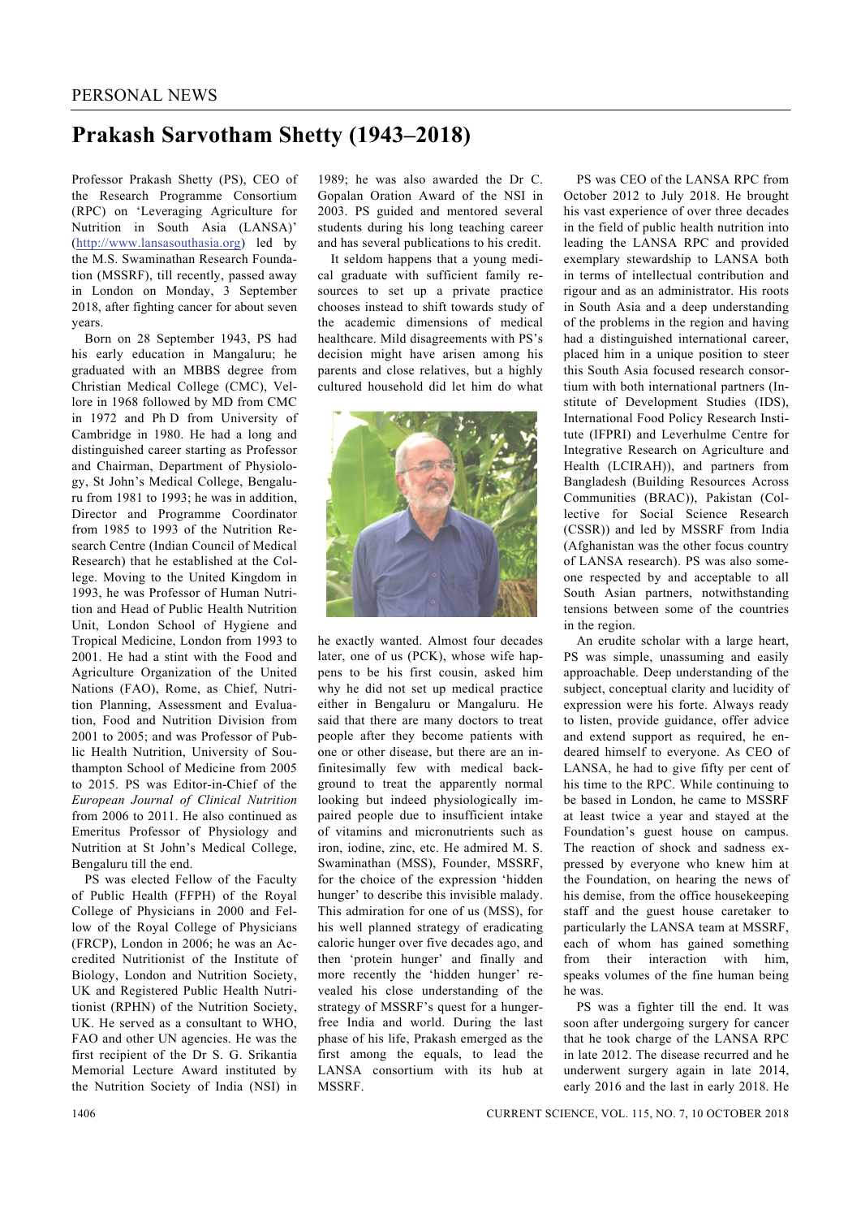PERSONAL NEWS

# Prakash Sarvotham Shetty (1943–2018)

Professor Prakash Shetty (PS), CEO of the Research Programme Consortium (RPC) on 'Leveraging Agriculture for Nutrition in South Asia (LANSA)' (http://www.lansasouthasia.org) led by the M.S. Swaminathan Research Foundation (MSSRF), till recently, passed away in London on Monday, 3 September 2018, after fighting cancer for about seven years.

Born on 28 September 1943, PS had his early education in Mangaluru; he graduated with an MBBS degree from Christian Medical College (CMC), Vellore in 1968 followed by MD from CMC in 1972 and Ph D from University of Cambridge in 1980. He had a long and distinguished career starting as Professor and Chairman, Department of Physiology, St John's Medical College, Bengaluru from 1981 to 1993; he was in addition, Director and Programme Coordinator from 1985 to 1993 of the Nutrition Research Centre (Indian Council of Medical Research) that he established at the College. Moving to the United Kingdom in 1993, he was Professor of Human Nutrition and Head of Public Health Nutrition Unit, London School of Hygiene and Tropical Medicine, London from 1993 to 2001. He had a stint with the Food and Agriculture Organization of the United Nations (FAO), Rome, as Chief, Nutrition Planning, Assessment and Evaluation, Food and Nutrition Division from 2001 to 2005; and was Professor of Public Health Nutrition, University of Southampton School of Medicine from 2005 to 2015. PS was Editor-in-Chief of the *European Journal of Clinical Nutrition* from 2006 to 2011. He also continued as Emeritus Professor of Physiology and Nutrition at St John's Medical College, Bengaluru till the end.

PS was elected Fellow of the Faculty of Public Health (FFPH) of the Royal College of Physicians in 2000 and Fellow of the Royal College of Physicians (FRCP), London in 2006; he was an Accredited Nutritionist of the Institute of Biology, London and Nutrition Society, UK and Registered Public Health Nutritionist (RPHN) of the Nutrition Society, UK. He served as a consultant to WHO, FAO and other UN agencies. He was the first recipient of the Dr S. G. Srikantia Memorial Lecture Award instituted by the Nutrition Society of India (NSI) in 1989; he was also awarded the Dr C. Gopalan Oration Award of the NSI in 2003. PS guided and mentored several students during his long teaching career and has several publications to his credit.

It seldom happens that a young medical graduate with sufficient family resources to set up a private practice chooses instead to shift towards study of the academic dimensions of medical healthcare. Mild disagreements with PS's decision might have arisen among his parents and close relatives, but a highly cultured household did let him do what he exactly wanted. Almost four decades later, one of us (PCK), whose wife happens to be his first cousin, asked him why he did not set up medical practice either in Bengaluru or Mangaluru. He said that there are many doctors to treat people after they become patients with one or other disease, but there are an infinitesimally few with medical background to treat the apparently normal looking but indeed physiologically impaired people due to insufficient intake of vitamins and micronutrients such as iron, iodine, zinc, etc. He admired M. S. Swaminathan (MSS), Founder, MSSRF, for the choice of the expression 'hidden hunger' to describe this invisible malady. This admiration for one of us (MSS), for his well planned strategy of eradicating caloric hunger over five decades ago, and then 'protein hunger' and finally and more recently the 'hidden hunger' revealed his close understanding of the strategy of MSSRF's quest for a hunger-free India and world. During the last phase of his life, Prakash emerged as the first among the equals, to lead the LANSA consortium with its hub at MSSRF.

PS was CEO of the LANSA RPC from October 2012 to July 2018. He brought his vast experience of over three decades in the field of public health nutrition into leading the LANSA RPC and provided exemplary stewardship to LANSA both in terms of intellectual contribution and rigour and as an administrator. His roots in South Asia and a deep understanding of the problems in the region and having had a distinguished international career, placed him in a unique position to steer this South Asia focused research consortium with both international partners (Institute of Development Studies (IDS), International Food Policy Research Institute (IFPRI) and Leverhulme Centre for Integrative Research on Agriculture and Health (LCIRAH)), and partners from Bangladesh (Building Resources Across Communities (BRAC)), Pakistan (Collective for Social Science Research (CSSR)) and led by MSSRF from India (Afghanistan was the other focus country of LANSA research). PS was also someone respected by and acceptable to all South Asian partners, notwithstanding tensions between some of the countries in the region.

An erudite scholar with a large heart, PS was simple, unassuming and easily approachable. Deep understanding of the subject, conceptual clarity and lucidity of expression were his forte. Always ready to listen, provide guidance, offer advice and extend support as required, he endeared himself to everyone. As CEO of LANSA, he had to give fifty per cent of his time to the RPC. While continuing to be based in London, he came to MSSRF at least twice a year and stayed at the Foundation's guest house on campus. The reaction of shock and sadness expressed by everyone who knew him at the Foundation, on hearing the news of his demise, from the office housekeeping staff and the guest house caretaker to particularly the LANSA team at MSSRF, each of whom has gained something from their interaction with him, speaks volumes of the fine human being he was.

PS was a fighter till the end. It was soon after undergoing surgery for cancer that he took charge of the LANSA RPC in late 2012. The disease recurred and he underwent surgery again in late 2014, early 2016 and the last in early 2018. He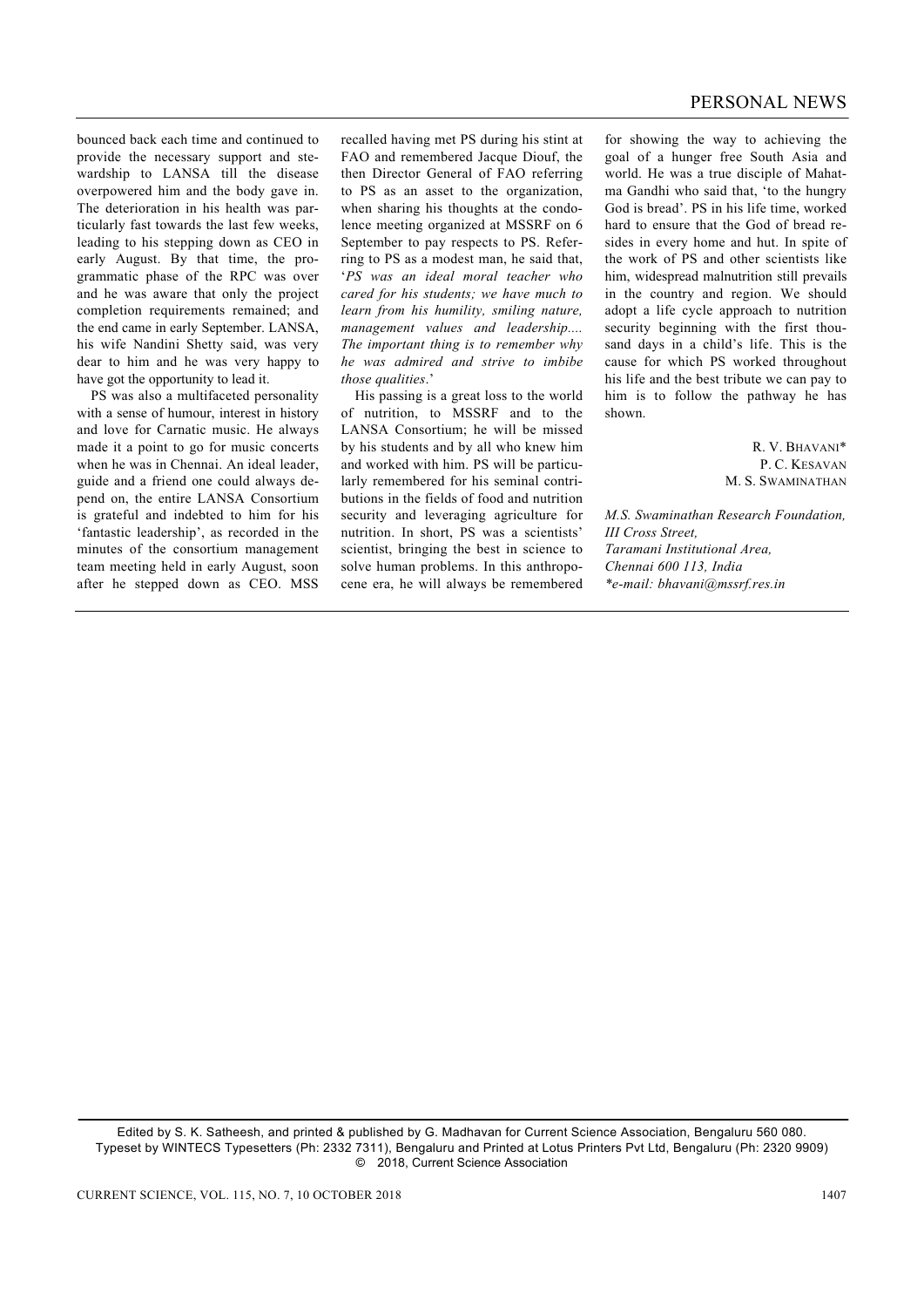bounced back each time and continued to provide the necessary support and stewardship to LANSA till the disease overpowered him and the body gave in. The deterioration in his health was particularly fast towards the last few weeks, leading to his stepping down as CEO in early August. By that time, the programmatic phase of the RPC was over and he was aware that only the project completion requirements remained; and the end came in early September. LANSA, his wife Nandini Shetty said, was very dear to him and he was very happy to have got the opportunity to lead it.

PS was also a multifaceted personality with a sense of humour, interest in history and love for Carnatic music. He always made it a point to go for music concerts when he was in Chennai. An ideal leader, guide and a friend one could always depend on, the entire LANSA Consortium is grateful and indebted to him for his 'fantastic leadership', as recorded in the minutes of the consortium management team meeting held in early August, soon after he stepped down as CEO. MSS recalled having met PS during his stint at FAO and remembered Jacque Diouf, the then Director General of FAO referring to PS as an asset to the organization, when sharing his thoughts at the condolence meeting organized at MSSRF on 6 September to pay respects to PS. Referring to PS as a modest man, he said that, '*PS was an ideal moral teacher who cared for his students; we have much to learn from his humility, smiling nature, management values and leadership.... The important thing is to remember why he was admired and strive to imbibe those qualities*.'

His passing is a great loss to the world of nutrition, to MSSRF and to the LANSA Consortium; he will be missed by his students and by all who knew him and worked with him. PS will be particularly remembered for his seminal contributions in the fields of food and nutrition security and leveraging agriculture for nutrition. In short, PS was a scientists' scientist, bringing the best in science to solve human problems. In this anthropocene era, he will always be remembered for showing the way to achieving the goal of a hunger free South Asia and world. He was a true disciple of Mahatma Gandhi who said that, 'to the hungry God is bread'. PS in his life time, worked hard to ensure that the God of bread resides in every home and hut. In spite of the work of PS and other scientists like him, widespread malnutrition still prevails in the country and region. We should adopt a life cycle approach to nutrition security beginning with the first thousand days in a child's life. This is the cause for which PS worked throughout his life and the best tribute we can pay to him is to follow the pathway he has shown.

R. V. BHAVANI*
P. C. KESAVAN
M. S. SWAMINATHAN

*M.S. Swaminathan Research Foundation,*
*III Cross Street,*
*Taramani Institutional Area,*
*Chennai 600 113, India*
*\*e-mail: bhavani@mssrf.res.in*

Edited by S. K. Satheesh, and printed & published by G. Madhavan for Current Science Association, Bengaluru 560 080.
Typeset by WINTECS Typesetters (Ph: 2332 7311), Bengaluru and Printed at Lotus Printers Pvt Ltd, Bengaluru (Ph: 2320 9909)
© 2018, Current Science Association